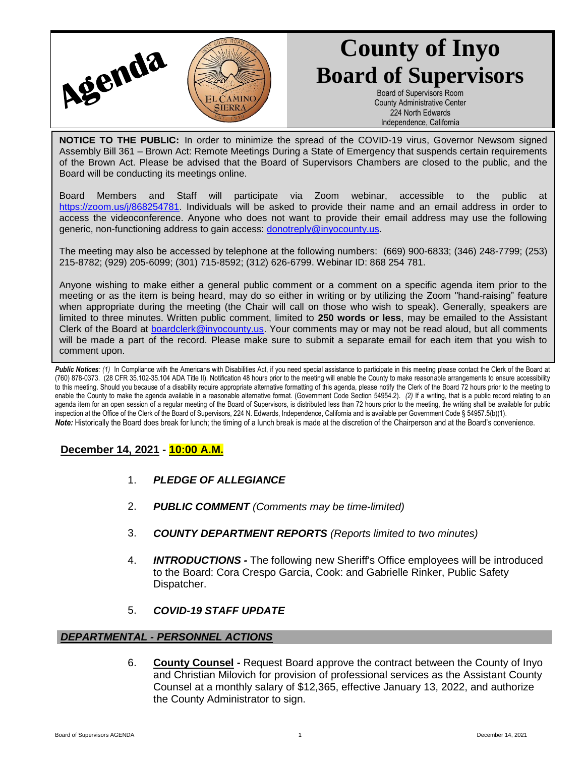Agenda

# County of Inyo Board of Supervisors

Board of Supervisors Room
County Administrative Center
224 North Edwards
Independence, California

**NOTICE TO THE PUBLIC:** In order to minimize the spread of the COVID-19 virus, Governor Newsom signed Assembly Bill 361 – Brown Act: Remote Meetings During a State of Emergency that suspends certain requirements of the Brown Act. Please be advised that the Board of Supervisors Chambers are closed to the public, and the Board will be conducting its meetings online.

Board Members and Staff will participate via Zoom webinar, accessible to the public at https://zoom.us/j/868254781. Individuals will be asked to provide their name and an email address in order to access the videoconference. Anyone who does not want to provide their email address may use the following generic, non-functioning address to gain access: donotreply@inyocounty.us.

The meeting may also be accessed by telephone at the following numbers: (669) 900-6833; (346) 248-7799; (253) 215-8782; (929) 205-6099; (301) 715-8592; (312) 626-6799. Webinar ID: 868 254 781.

Anyone wishing to make either a general public comment or a comment on a specific agenda item prior to the meeting or as the item is being heard, may do so either in writing or by utilizing the Zoom "hand-raising" feature when appropriate during the meeting (the Chair will call on those who wish to speak). Generally, speakers are limited to three minutes. Written public comment, limited to **250 words or less**, may be emailed to the Assistant Clerk of the Board at boardclerk@inyocounty.us. Your comments may or may not be read aloud, but all comments will be made a part of the record. Please make sure to submit a separate email for each item that you wish to comment upon.

***Public Notices**: (1)* In Compliance with the Americans with Disabilities Act, if you need special assistance to participate in this meeting please contact the Clerk of the Board at (760) 878-0373. (28 CFR 35.102-35.104 ADA Title II). Notification 48 hours prior to the meeting will enable the County to make reasonable arrangements to ensure accessibility to this meeting. Should you because of a disability require appropriate alternative formatting of this agenda, please notify the Clerk of the Board 72 hours prior to the meeting to enable the County to make the agenda available in a reasonable alternative format. (Government Code Section 54954.2). *(2)* If a writing, that is a public record relating to an agenda item for an open session of a regular meeting of the Board of Supervisors, is distributed less than 72 hours prior to the meeting, the writing shall be available for public inspection at the Office of the Clerk of the Board of Supervisors, 224 N. Edwards, Independence, California and is available per Government Code § 54957.5(b)(1).
***Note:*** Historically the Board does break for lunch; the timing of a lunch break is made at the discretion of the Chairperson and at the Board's convenience.

## December 14, 2021 - 10:00 A.M.

1. ***PLEDGE OF ALLEGIANCE***

2. ***PUBLIC COMMENT*** *(Comments may be time-limited)*

3. ***COUNTY DEPARTMENT REPORTS*** *(Reports limited to two minutes)*

4. ***INTRODUCTIONS -*** The following new Sheriff's Office employees will be introduced to the Board: Cora Crespo Garcia, Cook: and Gabrielle Rinker, Public Safety Dispatcher.

5. ***COVID-19 STAFF UPDATE***

## *DEPARTMENTAL - PERSONNEL ACTIONS*

6. **County Counsel -** Request Board approve the contract between the County of Inyo and Christian Milovich for provision of professional services as the Assistant County Counsel at a monthly salary of $12,365, effective January 13, 2022, and authorize the County Administrator to sign.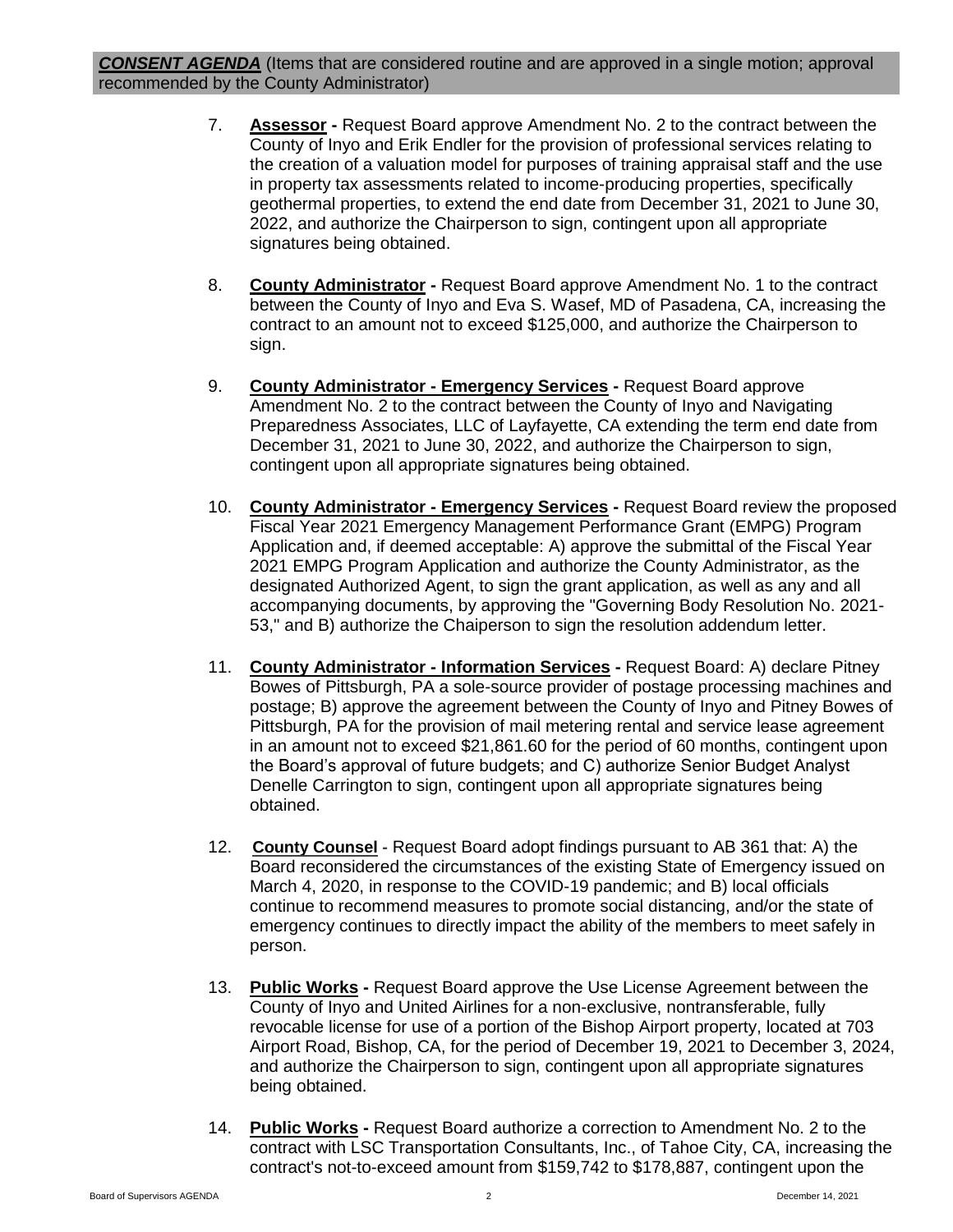***CONSENT AGENDA*** (Items that are considered routine and are approved in a single motion; approval recommended by the County Administrator)

7. **Assessor -** Request Board approve Amendment No. 2 to the contract between the County of Inyo and Erik Endler for the provision of professional services relating to the creation of a valuation model for purposes of training appraisal staff and the use in property tax assessments related to income-producing properties, specifically geothermal properties, to extend the end date from December 31, 2021 to June 30, 2022, and authorize the Chairperson to sign, contingent upon all appropriate signatures being obtained.

8. **County Administrator -** Request Board approve Amendment No. 1 to the contract between the County of Inyo and Eva S. Wasef, MD of Pasadena, CA, increasing the contract to an amount not to exceed $125,000, and authorize the Chairperson to sign.

9. **County Administrator - Emergency Services -** Request Board approve Amendment No. 2 to the contract between the County of Inyo and Navigating Preparedness Associates, LLC of Layfayette, CA extending the term end date from December 31, 2021 to June 30, 2022, and authorize the Chairperson to sign, contingent upon all appropriate signatures being obtained.

10. **County Administrator - Emergency Services -** Request Board review the proposed Fiscal Year 2021 Emergency Management Performance Grant (EMPG) Program Application and, if deemed acceptable: A) approve the submittal of the Fiscal Year 2021 EMPG Program Application and authorize the County Administrator, as the designated Authorized Agent, to sign the grant application, as well as any and all accompanying documents, by approving the "Governing Body Resolution No. 2021-53," and B) authorize the Chaiperson to sign the resolution addendum letter.

11. **County Administrator - Information Services -** Request Board: A) declare Pitney Bowes of Pittsburgh, PA a sole-source provider of postage processing machines and postage; B) approve the agreement between the County of Inyo and Pitney Bowes of Pittsburgh, PA for the provision of mail metering rental and service lease agreement in an amount not to exceed $21,861.60 for the period of 60 months, contingent upon the Board's approval of future budgets; and C) authorize Senior Budget Analyst Denelle Carrington to sign, contingent upon all appropriate signatures being obtained.

12. **County Counsel** - Request Board adopt findings pursuant to AB 361 that: A) the Board reconsidered the circumstances of the existing State of Emergency issued on March 4, 2020, in response to the COVID-19 pandemic; and B) local officials continue to recommend measures to promote social distancing, and/or the state of emergency continues to directly impact the ability of the members to meet safely in person.

13. **Public Works -** Request Board approve the Use License Agreement between the County of Inyo and United Airlines for a non-exclusive, nontransferable, fully revocable license for use of a portion of the Bishop Airport property, located at 703 Airport Road, Bishop, CA, for the period of December 19, 2021 to December 3, 2024, and authorize the Chairperson to sign, contingent upon all appropriate signatures being obtained.

14. **Public Works -** Request Board authorize a correction to Amendment No. 2 to the contract with LSC Transportation Consultants, Inc., of Tahoe City, CA, increasing the contract's not-to-exceed amount from $159,742 to $178,887, contingent upon the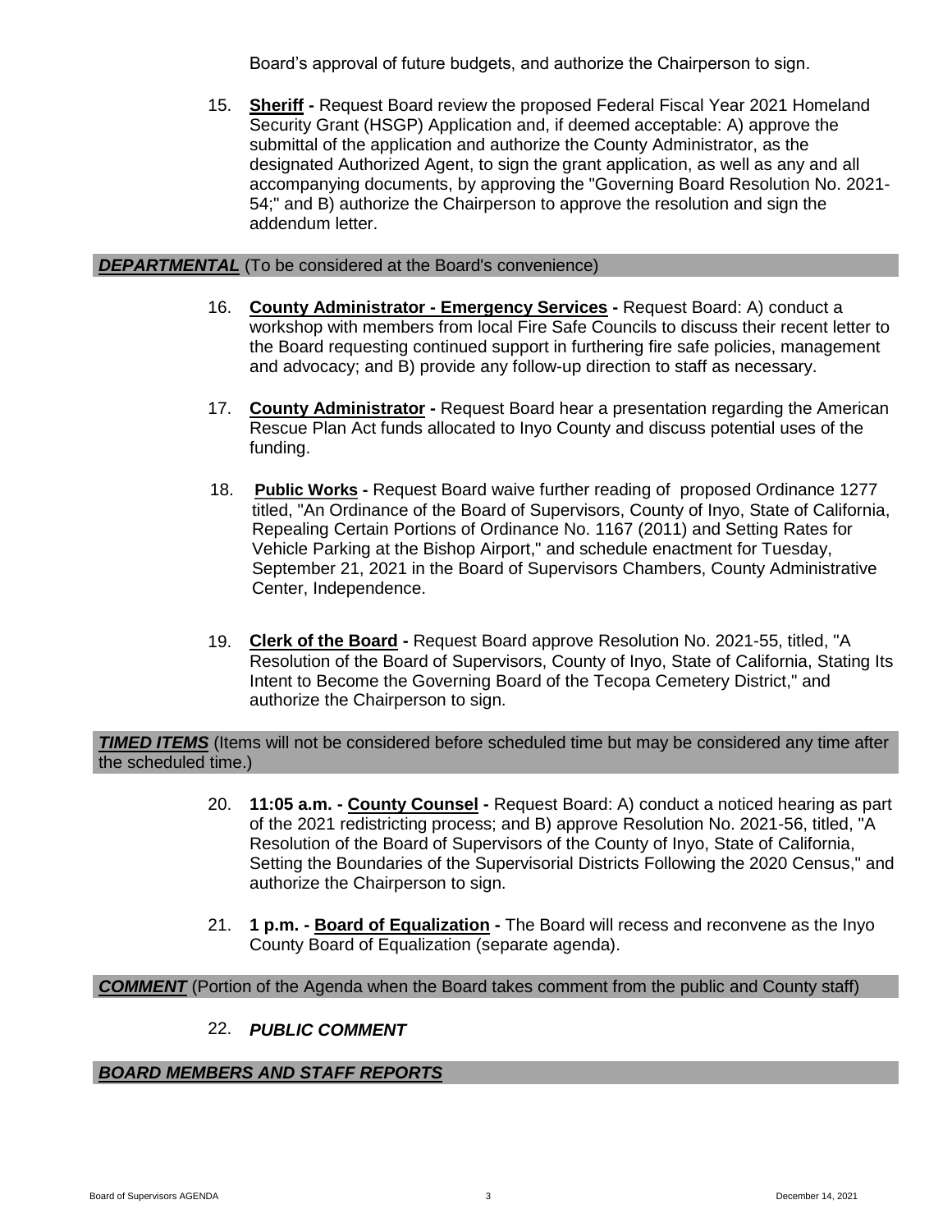Board's approval of future budgets, and authorize the Chairperson to sign.

15. **Sheriff -** Request Board review the proposed Federal Fiscal Year 2021 Homeland Security Grant (HSGP) Application and, if deemed acceptable: A) approve the submittal of the application and authorize the County Administrator, as the designated Authorized Agent, to sign the grant application, as well as any and all accompanying documents, by approving the "Governing Board Resolution No. 2021-54;" and B) authorize the Chairperson to approve the resolution and sign the addendum letter.

***DEPARTMENTAL*** (To be considered at the Board's convenience)

16. **County Administrator - Emergency Services -** Request Board: A) conduct a workshop with members from local Fire Safe Councils to discuss their recent letter to the Board requesting continued support in furthering fire safe policies, management and advocacy; and B) provide any follow-up direction to staff as necessary.

17. **County Administrator -** Request Board hear a presentation regarding the American Rescue Plan Act funds allocated to Inyo County and discuss potential uses of the funding.

18. **Public Works -** Request Board waive further reading of proposed Ordinance 1277 titled, "An Ordinance of the Board of Supervisors, County of Inyo, State of California, Repealing Certain Portions of Ordinance No. 1167 (2011) and Setting Rates for Vehicle Parking at the Bishop Airport," and schedule enactment for Tuesday, September 21, 2021 in the Board of Supervisors Chambers, County Administrative Center, Independence.

19. **Clerk of the Board -** Request Board approve Resolution No. 2021-55, titled, "A Resolution of the Board of Supervisors, County of Inyo, State of California, Stating Its Intent to Become the Governing Board of the Tecopa Cemetery District," and authorize the Chairperson to sign.

***TIMED ITEMS*** (Items will not be considered before scheduled time but may be considered any time after the scheduled time.)

20. **11:05 a.m. - County Counsel -** Request Board: A) conduct a noticed hearing as part of the 2021 redistricting process; and B) approve Resolution No. 2021-56, titled, "A Resolution of the Board of Supervisors of the County of Inyo, State of California, Setting the Boundaries of the Supervisorial Districts Following the 2020 Census," and authorize the Chairperson to sign.

21. **1 p.m. - Board of Equalization -** The Board will recess and reconvene as the Inyo County Board of Equalization (separate agenda).

***COMMENT*** (Portion of the Agenda when the Board takes comment from the public and County staff)

22. ***PUBLIC COMMENT***

***BOARD MEMBERS AND STAFF REPORTS***